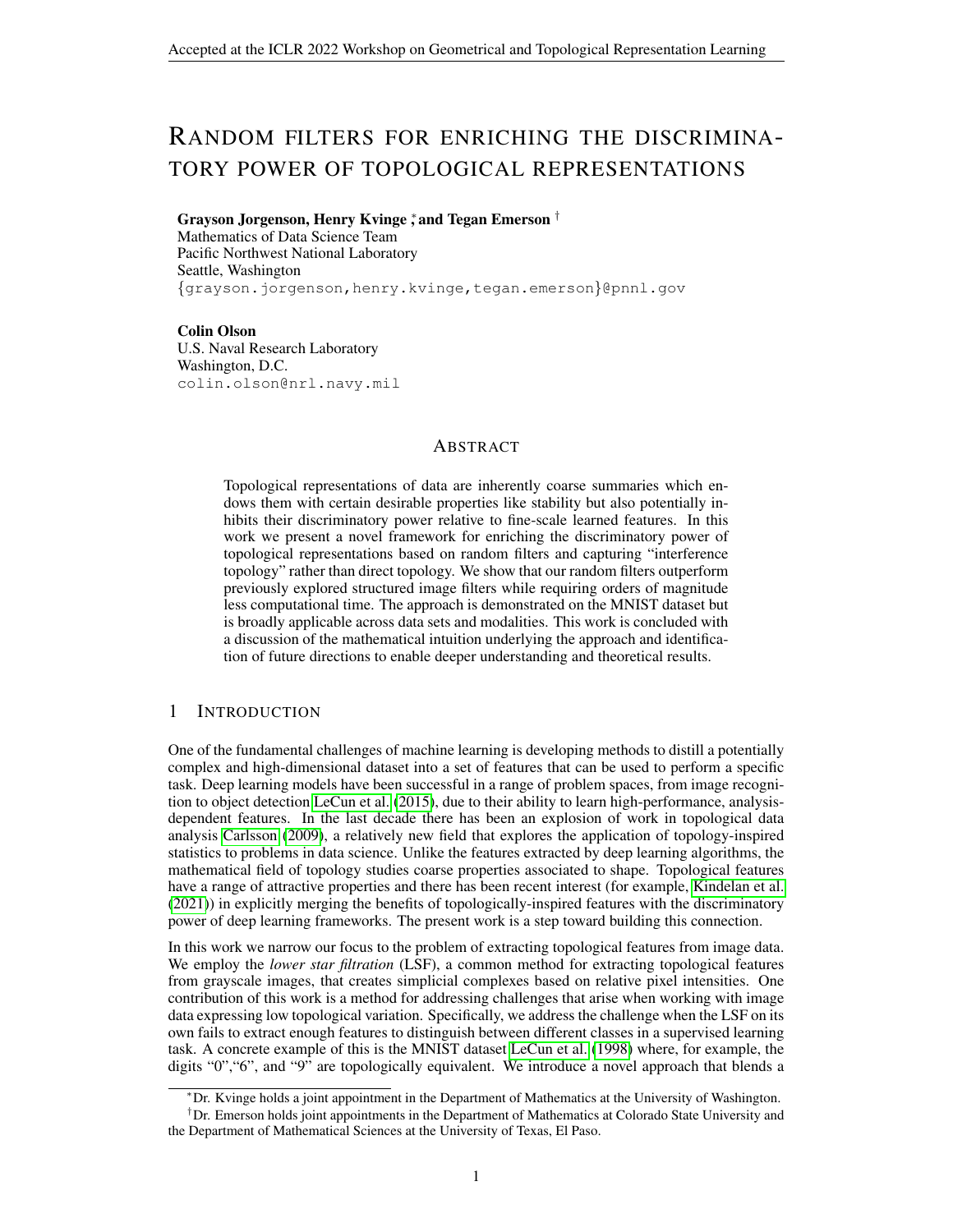# RANDOM FILTERS FOR ENRICHING THE DISCRIMINATORY POWER OF TOPOLOGICAL REPRESENTATIONS

**Grayson Jorgenson, Henry Kvinge [*], and Tegan Emerson [†]**
Mathematics of Data Science Team
Pacific Northwest National Laboratory
Seattle, Washington
{grayson.jorgenson,henry.kvinge,tegan.emerson}@pnnl.gov

**Colin Olson**
U.S. Naval Research Laboratory
Washington, D.C.
colin.olson@nrl.navy.mil

## ABSTRACT

Topological representations of data are inherently coarse summaries which endows them with certain desirable properties like stability but also potentially inhibits their discriminatory power relative to fine-scale learned features. In this work we present a novel framework for enriching the discriminatory power of topological representations based on random filters and capturing "interference topology" rather than direct topology. We show that our random filters outperform previously explored structured image filters while requiring orders of magnitude less computational time. The approach is demonstrated on the MNIST dataset but is broadly applicable across data sets and modalities. This work is concluded with a discussion of the mathematical intuition underlying the approach and identification of future directions to enable deeper understanding and theoretical results.

## 1 INTRODUCTION

One of the fundamental challenges of machine learning is developing methods to distill a potentially complex and high-dimensional dataset into a set of features that can be used to perform a specific task. Deep learning models have been successful in a range of problem spaces, from image recognition to object detection LeCun et al. (2015), due to their ability to learn high-performance, analysis-dependent features. In the last decade there has been an explosion of work in topological data analysis Carlsson (2009), a relatively new field that explores the application of topology-inspired statistics to problems in data science. Unlike the features extracted by deep learning algorithms, the mathematical field of topology studies coarse properties associated to shape. Topological features have a range of attractive properties and there has been recent interest (for example, Kindelan et al. (2021)) in explicitly merging the benefits of topologically-inspired features with the discriminatory power of deep learning frameworks. The present work is a step toward building this connection.

In this work we narrow our focus to the problem of extracting topological features from image data. We employ the *lower star filtration* (LSF), a common method for extracting topological features from grayscale images, that creates simplicial complexes based on relative pixel intensities. One contribution of this work is a method for addressing challenges that arise when working with image data expressing low topological variation. Specifically, we address the challenge when the LSF on its own fails to extract enough features to distinguish between different classes in a supervised learning task. A concrete example of this is the MNIST dataset LeCun et al. (1998) where, for example, the digits "0","6", and "9" are topologically equivalent. We introduce a novel approach that blends a

[*] Dr. Kvinge holds a joint appointment in the Department of Mathematics at the University of Washington.

[†] Dr. Emerson holds joint appointments in the Department of Mathematics at Colorado State University and the Department of Mathematical Sciences at the University of Texas, El Paso.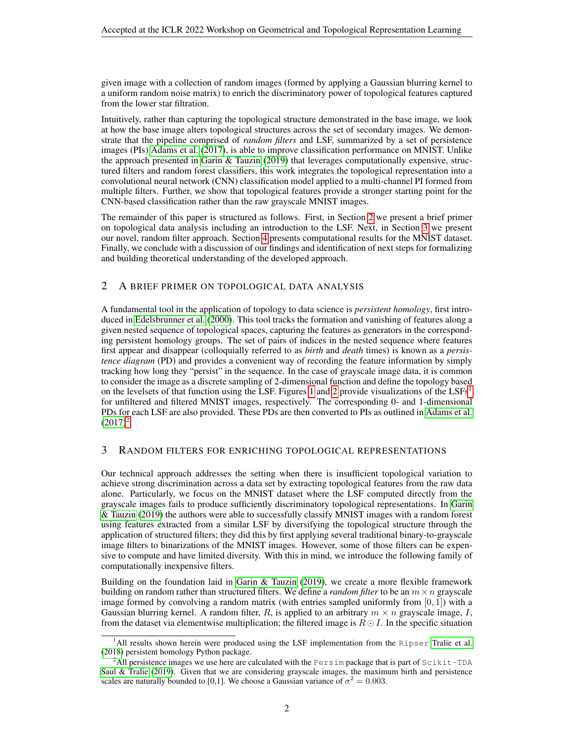given image with a collection of random images (formed by applying a Gaussian blurring kernel to a uniform random noise matrix) to enrich the discriminatory power of topological features captured from the lower star filtration.

Intuitively, rather than capturing the topological structure demonstrated in the base image, we look at how the base image alters topological structures across the set of secondary images. We demonstrate that the pipeline comprised of *random filters* and LSF, summarized by a set of persistence images (PIs) Adams et al. (2017), is able to improve classification performance on MNIST. Unlike the approach presented in Garin & Tauzin (2019) that leverages computationally expensive, structured filters and random forest classifiers, this work integrates the topological representation into a convolutional neural network (CNN) classification model applied to a multi-channel PI formed from multiple filters. Further, we show that topological features provide a stronger starting point for the CNN-based classification rather than the raw grayscale MNIST images.

The remainder of this paper is structured as follows. First, in Section 2 we present a brief primer on topological data analysis including an introduction to the LSF. Next, in Section 3 we present our novel, random filter approach. Section 4 presents computational results for the MNIST dataset. Finally, we conclude with a discussion of our findings and identification of next steps for formalizing and building theoretical understanding of the developed approach.

## 2 A Brief Primer on Topological Data Analysis

A fundamental tool in the application of topology to data science is *persistent homology*, first introduced in Edelsbrunner et al. (2000). This tool tracks the formation and vanishing of features along a given nested sequence of topological spaces, capturing the features as generators in the corresponding persistent homology groups. The set of pairs of indices in the nested sequence where features first appear and disappear (colloquially referred to as *birth* and *death* times) is known as a *persistence diagram* (PD) and provides a convenient way of recording the feature information by simply tracking how long they "persist" in the sequence. In the case of grayscale image data, it is common to consider the image as a discrete sampling of 2-dimensional function and define the topology based on the levelsets of that function using the LSF. Figures 1 and 2 provide visualizations of the LSFs[1] for unfiltered and filtered MNIST images, respectively. The corresponding 0- and 1-dimensional PDs for each LSF are also provided. These PDs are then converted to PIs as outlined in Adams et al. (2017)[2].

## 3 Random Filters for Enriching Topological Representations

Our technical approach addresses the setting when there is insufficient topological variation to achieve strong discrimination across a data set by extracting topological features from the raw data alone. Particularly, we focus on the MNIST dataset where the LSF computed directly from the grayscale images fails to produce sufficiently discriminatory topological representations. In Garin & Tauzin (2019) the authors were able to successfully classify MNIST images with a random forest using features extracted from a similar LSF by diversifying the topological structure through the application of structured filters; they did this by first applying several traditional binary-to-grayscale image filters to binarizations of the MNIST images. However, some of those filters can be expensive to compute and have limited diversity. With this in mind, we introduce the following family of computationally inexpensive filters.

Building on the foundation laid in Garin & Tauzin (2019), we create a more flexible framework building on random rather than structured filters. We define a *random filter* to be an $m \times n$ grayscale image formed by convolving a random matrix (with entries sampled uniformly from $[0, 1]$) with a Gaussian blurring kernel. A random filter, $R$, is applied to an arbitrary $m \times n$ grayscale image, $I$, from the dataset via elementwise multiplication; the filtered image is $R \odot I$. In the specific situation

[1] All results shown herein were produced using the LSF implementation from the `Ripser` Tralie et al. (2018) persistent homology Python package.

[2] All persistence images we use here are calculated with the `Persim` package that is part of `Scikit-TDA` Saul & Tralie (2019). Given that we are considering grayscale images, the maximum birth and persistence scales are naturally bounded to [0,1]. We choose a Gaussian variance of $\sigma^2 = 0.003$.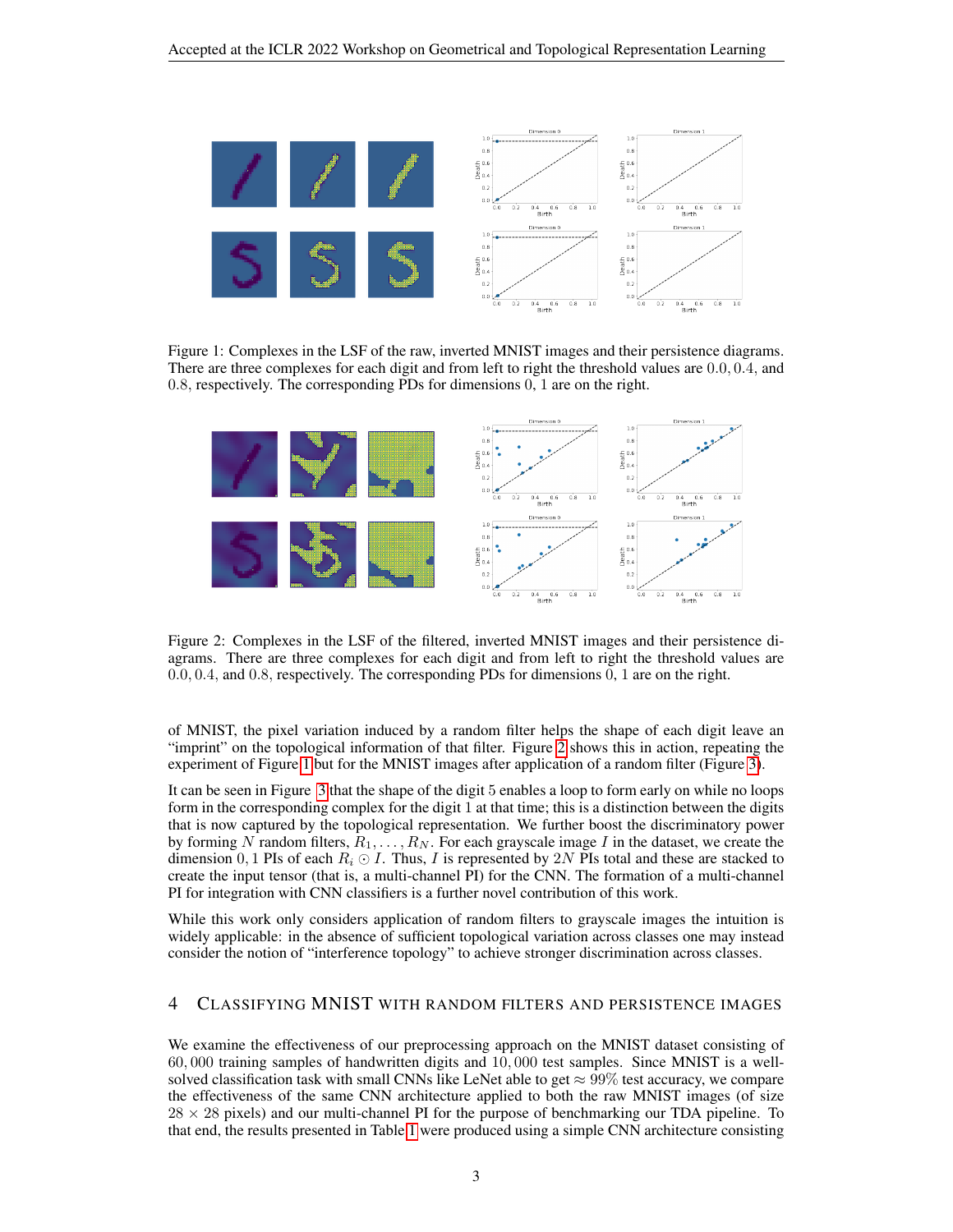Figure 1: Complexes in the LSF of the raw, inverted MNIST images and their persistence diagrams. There are three complexes for each digit and from left to right the threshold values are $0.0, 0.4$, and $0.8$, respectively. The corresponding PDs for dimensions $0, 1$ are on the right.

Figure 2: Complexes in the LSF of the filtered, inverted MNIST images and their persistence diagrams. There are three complexes for each digit and from left to right the threshold values are $0.0, 0.4$, and $0.8$, respectively. The corresponding PDs for dimensions $0, 1$ are on the right.

of MNIST, the pixel variation induced by a random filter helps the shape of each digit leave an "imprint" on the topological information of that filter. Figure 2 shows this in action, repeating the experiment of Figure 1 but for the MNIST images after application of a random filter (Figure 3).

It can be seen in Figure 3 that the shape of the digit 5 enables a loop to form early on while no loops form in the corresponding complex for the digit 1 at that time; this is a distinction between the digits that is now captured by the topological representation. We further boost the discriminatory power by forming $N$ random filters, $R_1, \ldots, R_N$. For each grayscale image $I$ in the dataset, we create the dimension $0, 1$ PIs of each $R_i \odot I$. Thus, $I$ is represented by $2N$ PIs total and these are stacked to create the input tensor (that is, a multi-channel PI) for the CNN. The formation of a multi-channel PI for integration with CNN classifiers is a further novel contribution of this work.

While this work only considers application of random filters to grayscale images the intuition is widely applicable: in the absence of sufficient topological variation across classes one may instead consider the notion of "interference topology" to achieve stronger discrimination across classes.

## 4 Classifying MNIST with Random Filters and Persistence Images

We examine the effectiveness of our preprocessing approach on the MNIST dataset consisting of $60,000$ training samples of handwritten digits and $10,000$ test samples. Since MNIST is a well-solved classification task with small CNNs like LeNet able to get $\approx 99\%$ test accuracy, we compare the effectiveness of the same CNN architecture applied to both the raw MNIST images (of size $28 \times 28$ pixels) and our multi-channel PI for the purpose of benchmarking our TDA pipeline. To that end, the results presented in Table 1 were produced using a simple CNN architecture consisting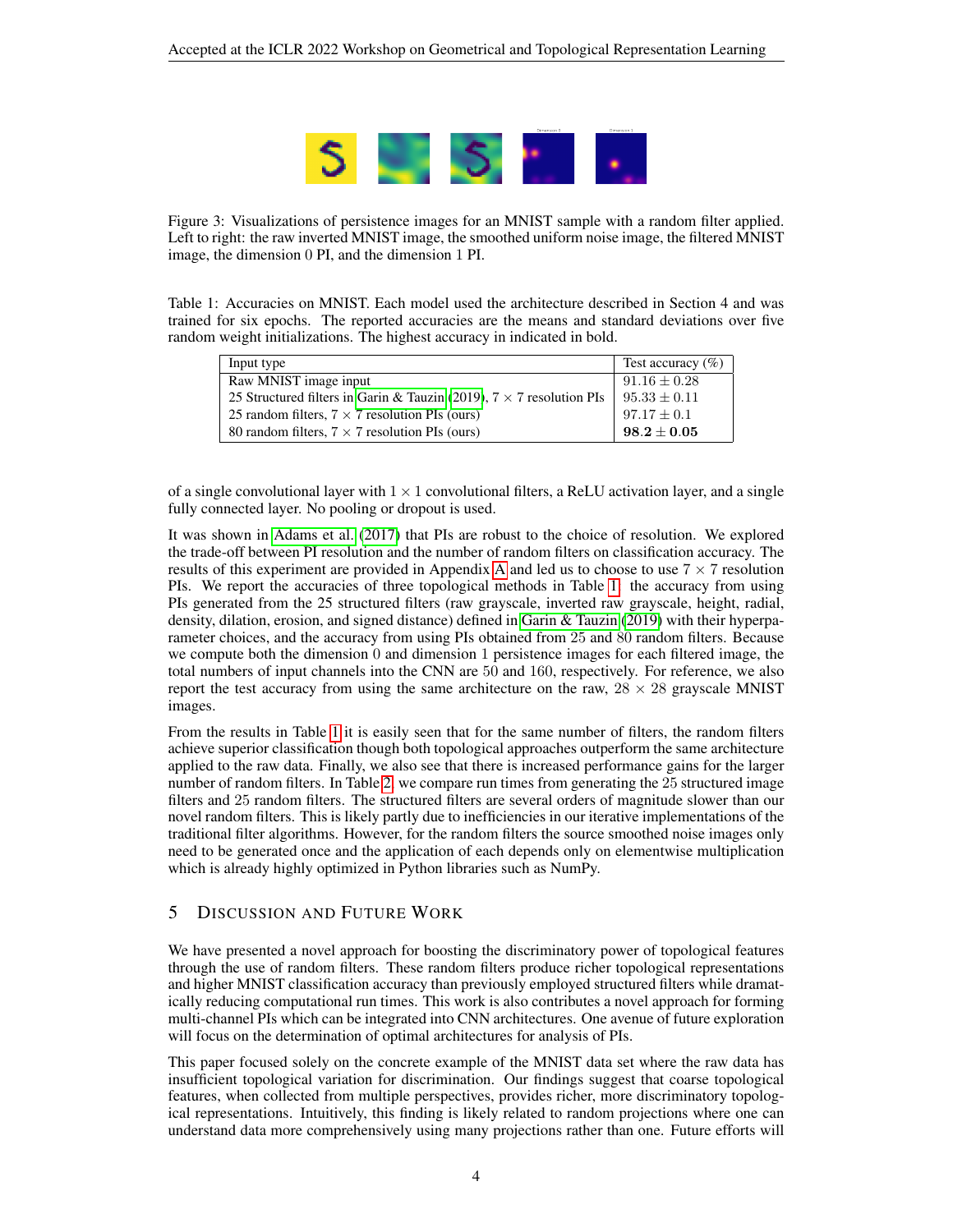Figure 3: Visualizations of persistence images for an MNIST sample with a random filter applied. Left to right: the raw inverted MNIST image, the smoothed uniform noise image, the filtered MNIST image, the dimension 0 PI, and the dimension 1 PI.

Table 1: Accuracies on MNIST. Each model used the architecture described in Section 4 and was trained for six epochs. The reported accuracies are the means and standard deviations over five random weight initializations. The highest accuracy in indicated in bold.

| Input type | Test accuracy (%) |
|---|---|
| Raw MNIST image input | $91.16 \pm 0.28$ |
| 25 Structured filters in Garin & Tauzin (2019), $7 \times 7$ resolution PIs | $95.33 \pm 0.11$ |
| 25 random filters, $7 \times 7$ resolution PIs (ours) | $97.17 \pm 0.1$ |
| 80 random filters, $7 \times 7$ resolution PIs (ours) | $\mathbf{98.2 \pm 0.05}$ |

of a single convolutional layer with $1 \times 1$ convolutional filters, a ReLU activation layer, and a single fully connected layer. No pooling or dropout is used.

It was shown in Adams et al. (2017) that PIs are robust to the choice of resolution. We explored the trade-off between PI resolution and the number of random filters on classification accuracy. The results of this experiment are provided in Appendix A and led us to choose to use $7 \times 7$ resolution PIs. We report the accuracies of three topological methods in Table 1: the accuracy from using PIs generated from the 25 structured filters (raw grayscale, inverted raw grayscale, height, radial, density, dilation, erosion, and signed distance) defined in Garin & Tauzin (2019) with their hyperparameter choices, and the accuracy from using PIs obtained from 25 and 80 random filters. Because we compute both the dimension 0 and dimension 1 persistence images for each filtered image, the total numbers of input channels into the CNN are 50 and 160, respectively. For reference, we also report the test accuracy from using the same architecture on the raw, $28 \times 28$ grayscale MNIST images.

From the results in Table 1 it is easily seen that for the same number of filters, the random filters achieve superior classification though both topological approaches outperform the same architecture applied to the raw data. Finally, we also see that there is increased performance gains for the larger number of random filters. In Table 2, we compare run times from generating the 25 structured image filters and 25 random filters. The structured filters are several orders of magnitude slower than our novel random filters. This is likely partly due to inefficiencies in our iterative implementations of the traditional filter algorithms. However, for the random filters the source smoothed noise images only need to be generated once and the application of each depends only on elementwise multiplication which is already highly optimized in Python libraries such as NumPy.

## 5 Discussion and Future Work

We have presented a novel approach for boosting the discriminatory power of topological features through the use of random filters. These random filters produce richer topological representations and higher MNIST classification accuracy than previously employed structured filters while dramatically reducing computational run times. This work is also contributes a novel approach for forming multi-channel PIs which can be integrated into CNN architectures. One avenue of future exploration will focus on the determination of optimal architectures for analysis of PIs.

This paper focused solely on the concrete example of the MNIST data set where the raw data has insufficient topological variation for discrimination. Our findings suggest that coarse topological features, when collected from multiple perspectives, provides richer, more discriminatory topological representations. Intuitively, this finding is likely related to random projections where one can understand data more comprehensively using many projections rather than one. Future efforts will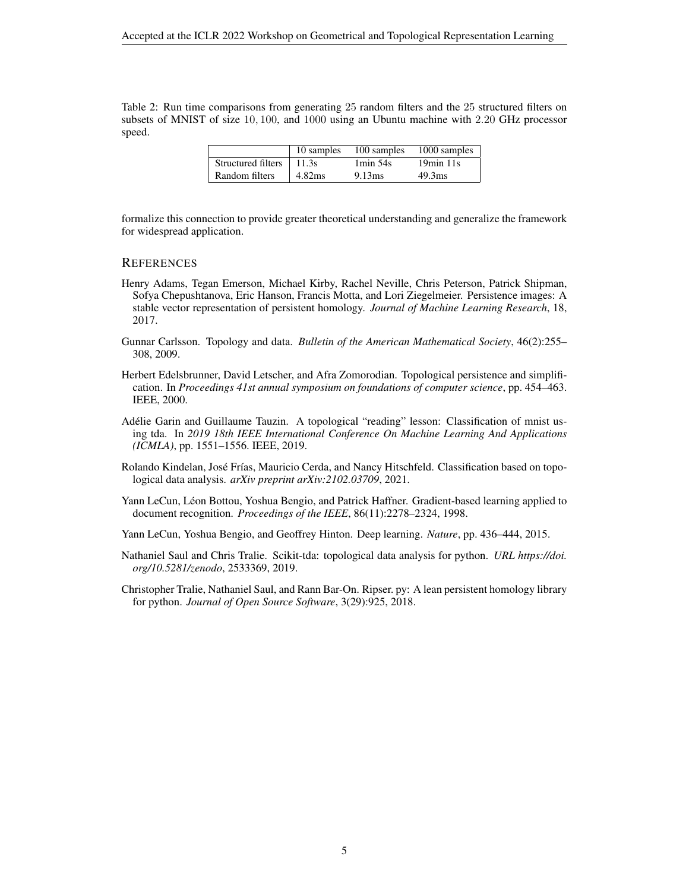Table 2: Run time comparisons from generating $25$ random filters and the $25$ structured filters on subsets of MNIST of size $10, 100$, and $1000$ using an Ubuntu machine with $2.20$ GHz processor speed.

| | 10 samples | 100 samples | 1000 samples |
|---|---|---|---|
| Structured filters | 11.3s | 1min 54s | 19min 11s |
| Random filters | 4.82ms | 9.13ms | 49.3ms |

formalize this connection to provide greater theoretical understanding and generalize the framework for widespread application.

## References

Henry Adams, Tegan Emerson, Michael Kirby, Rachel Neville, Chris Peterson, Patrick Shipman, Sofya Chepushtanova, Eric Hanson, Francis Motta, and Lori Ziegelmeier. Persistence images: A stable vector representation of persistent homology. *Journal of Machine Learning Research*, 18, 2017.

Gunnar Carlsson. Topology and data. *Bulletin of the American Mathematical Society*, 46(2):255–308, 2009.

Herbert Edelsbrunner, David Letscher, and Afra Zomorodian. Topological persistence and simplification. In *Proceedings 41st annual symposium on foundations of computer science*, pp. 454–463. IEEE, 2000.

Adélie Garin and Guillaume Tauzin. A topological "reading" lesson: Classification of mnist using tda. In *2019 18th IEEE International Conference On Machine Learning And Applications (ICMLA)*, pp. 1551–1556. IEEE, 2019.

Rolando Kindelan, José Frías, Mauricio Cerda, and Nancy Hitschfeld. Classification based on topological data analysis. *arXiv preprint arXiv:2102.03709*, 2021.

Yann LeCun, Léon Bottou, Yoshua Bengio, and Patrick Haffner. Gradient-based learning applied to document recognition. *Proceedings of the IEEE*, 86(11):2278–2324, 1998.

Yann LeCun, Yoshua Bengio, and Geoffrey Hinton. Deep learning. *Nature*, pp. 436–444, 2015.

Nathaniel Saul and Chris Tralie. Scikit-tda: topological data analysis for python. *URL https://doi.org/10.5281/zenodo*, 2533369, 2019.

Christopher Tralie, Nathaniel Saul, and Rann Bar-On. Ripser. py: A lean persistent homology library for python. *Journal of Open Source Software*, 3(29):925, 2018.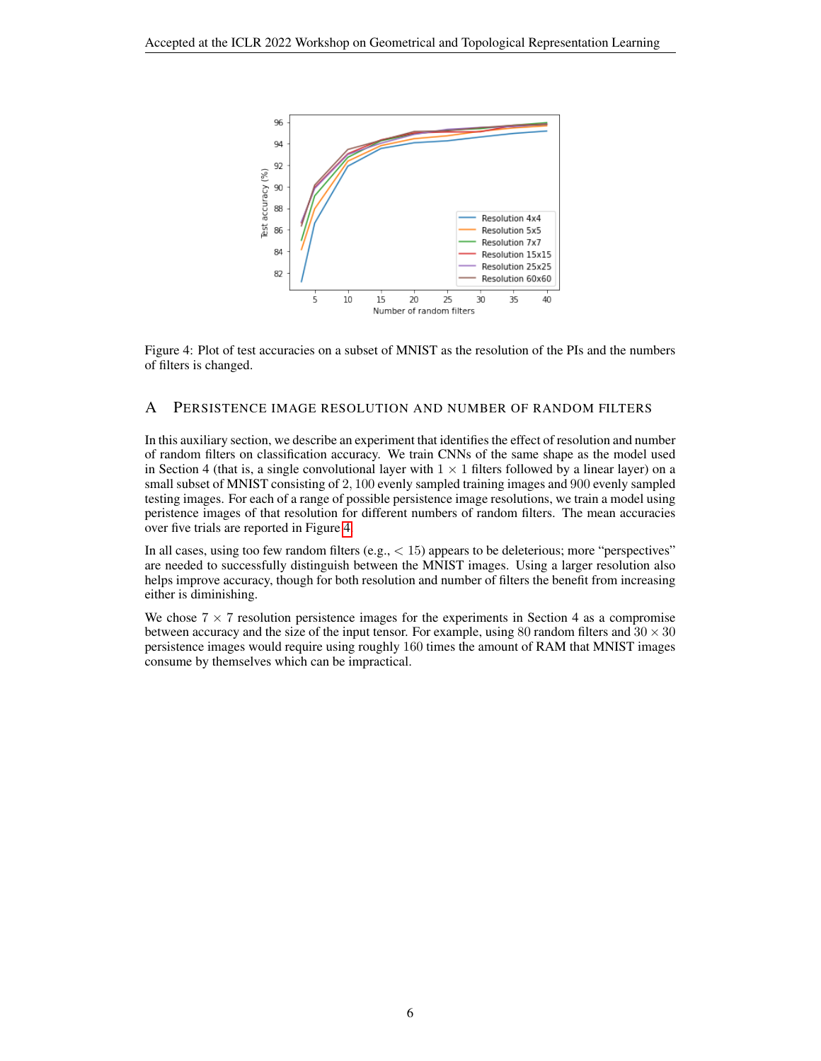Test accuracy (%)

96
94
92
90
88
86
84
82

5 10 15 20 25 30 35 40

Number of random filters

Resolution 4x4
Resolution 5x5
Resolution 7x7
Resolution 15x15
Resolution 25x25
Resolution 60x60

Figure 4: Plot of test accuracies on a subset of MNIST as the resolution of the PIs and the numbers of filters is changed.

## A Persistence image resolution and number of random filters

In this auxiliary section, we describe an experiment that identifies the effect of resolution and number of random filters on classification accuracy. We train CNNs of the same shape as the model used in Section 4 (that is, a single convolutional layer with $1 \times 1$ filters followed by a linear layer) on a small subset of MNIST consisting of $2,100$ evenly sampled training images and $900$ evenly sampled testing images. For each of a range of possible persistence image resolutions, we train a model using peristence images of that resolution for different numbers of random filters. The mean accuracies over five trials are reported in Figure 4.

In all cases, using too few random filters (e.g., $< 15$) appears to be deleterious; more "perspectives" are needed to successfully distinguish between the MNIST images. Using a larger resolution also helps improve accuracy, though for both resolution and number of filters the benefit from increasing either is diminishing.

We chose $7 \times 7$ resolution persistence images for the experiments in Section 4 as a compromise between accuracy and the size of the input tensor. For example, using $80$ random filters and $30 \times 30$ persistence images would require using roughly $160$ times the amount of RAM that MNIST images consume by themselves which can be impractical.